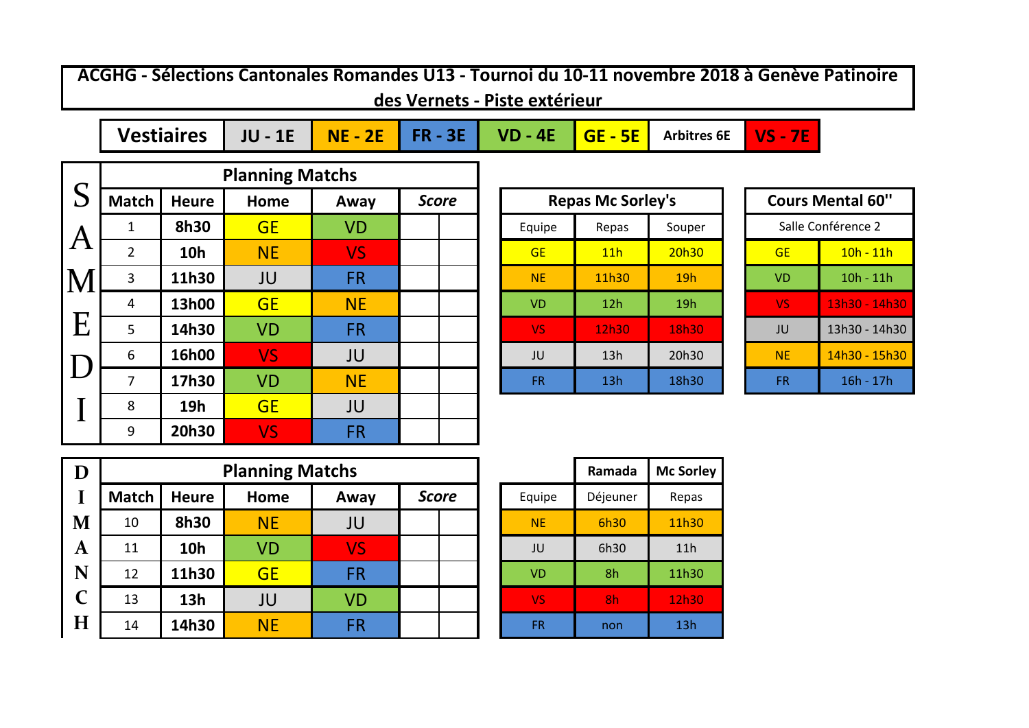# ACGHG - Sélections Cantonales Romandes U13 - Tournoi du 10-11 novembre 2018 à Genève Patinoire des Vernets - Piste extérieur

| Vestiaires | JU - 1E | NE - 2E | FR - 3E | VD - 4E | GE - 5E | Arbitres 6E | VS - 7E |
|---|---|---|---|---|---|---|---|

## SAMEDI

| Planning Matchs | | | | | |
|---|---|---|---|---|---|
| Match | Heure | Home | Away | *Score* | |
| 1 | 8h30 | GE | VD | | |
| 2 | 10h | NE | VS | | |
| 3 | 11h30 | JU | FR | | |
| 4 | 13h00 | GE | NE | | |
| 5 | 14h30 | VD | FR | | |
| 6 | 16h00 | VS | JU | | |
| 7 | 17h30 | VD | NE | | |
| 8 | 19h | GE | JU | | |
| 9 | 20h30 | VS | FR | | |

| Repas Mc Sorley's | | |
|---|---|---|
| Equipe | Repas | Souper |
| GE | 11h | 20h30 |
| NE | 11h30 | 19h |
| VD | 12h | 19h |
| VS | 12h30 | 18h30 |
| JU | 13h | 20h30 |
| FR | 13h | 18h30 |

| Cours Mental 60'' | |
|---|---|
| Salle Conférence 2 | |
| GE | 10h - 11h |
| VD | 10h - 11h |
| VS | 13h30 - 14h30 |
| JU | 13h30 - 14h30 |
| NE | 14h30 - 15h30 |
| FR | 16h - 17h |

## DIMANCH

| Planning Matchs | | | | | |
|---|---|---|---|---|---|
| Match | Heure | Home | Away | *Score* | |
| 10 | 8h30 | NE | JU | | |
| 11 | 10h | VD | VS | | |
| 12 | 11h30 | GE | FR | | |
| 13 | 13h | JU | VD | | |
| 14 | 14h30 | NE | FR | | |

| | Ramada | Mc Sorley |
|---|---|---|
| Equipe | Déjeuner | Repas |
| NE | 6h30 | 11h30 |
| JU | 6h30 | 11h |
| VD | 8h | 11h30 |
| VS | 8h | 12h30 |
| FR | non | 13h |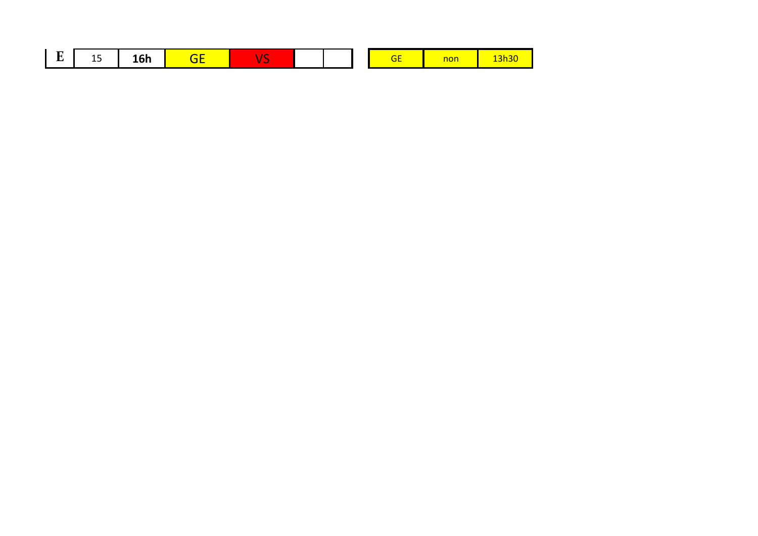| | | | | | | | | | | |
|---|---|---|---|---|---|---|---|---|---|---|
| **E** | 15 | **16h** | GE | VS | | | | GE | non | 13h30 |